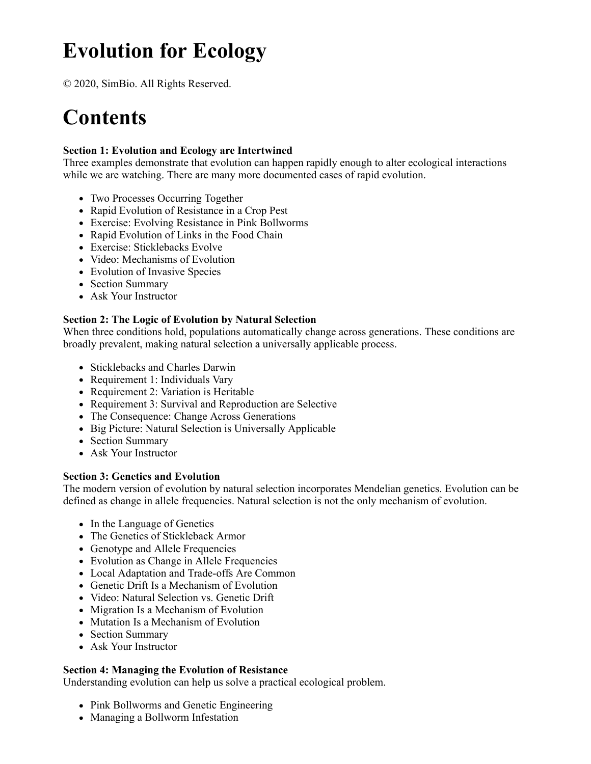# Evolution for Ecology

© 2020, SimBio. All Rights Reserved.

# Contents

**Section 1: Evolution and Ecology are Intertwined**
Three examples demonstrate that evolution can happen rapidly enough to alter ecological interactions while we are watching. There are many more documented cases of rapid evolution.

- Two Processes Occurring Together
- Rapid Evolution of Resistance in a Crop Pest
- Exercise: Evolving Resistance in Pink Bollworms
- Rapid Evolution of Links in the Food Chain
- Exercise: Sticklebacks Evolve
- Video: Mechanisms of Evolution
- Evolution of Invasive Species
- Section Summary
- Ask Your Instructor

**Section 2: The Logic of Evolution by Natural Selection**
When three conditions hold, populations automatically change across generations. These conditions are broadly prevalent, making natural selection a universally applicable process.

- Sticklebacks and Charles Darwin
- Requirement 1: Individuals Vary
- Requirement 2: Variation is Heritable
- Requirement 3: Survival and Reproduction are Selective
- The Consequence: Change Across Generations
- Big Picture: Natural Selection is Universally Applicable
- Section Summary
- Ask Your Instructor

**Section 3: Genetics and Evolution**
The modern version of evolution by natural selection incorporates Mendelian genetics. Evolution can be defined as change in allele frequencies. Natural selection is not the only mechanism of evolution.

- In the Language of Genetics
- The Genetics of Stickleback Armor
- Genotype and Allele Frequencies
- Evolution as Change in Allele Frequencies
- Local Adaptation and Trade-offs Are Common
- Genetic Drift Is a Mechanism of Evolution
- Video: Natural Selection vs. Genetic Drift
- Migration Is a Mechanism of Evolution
- Mutation Is a Mechanism of Evolution
- Section Summary
- Ask Your Instructor

**Section 4: Managing the Evolution of Resistance**
Understanding evolution can help us solve a practical ecological problem.

- Pink Bollworms and Genetic Engineering
- Managing a Bollworm Infestation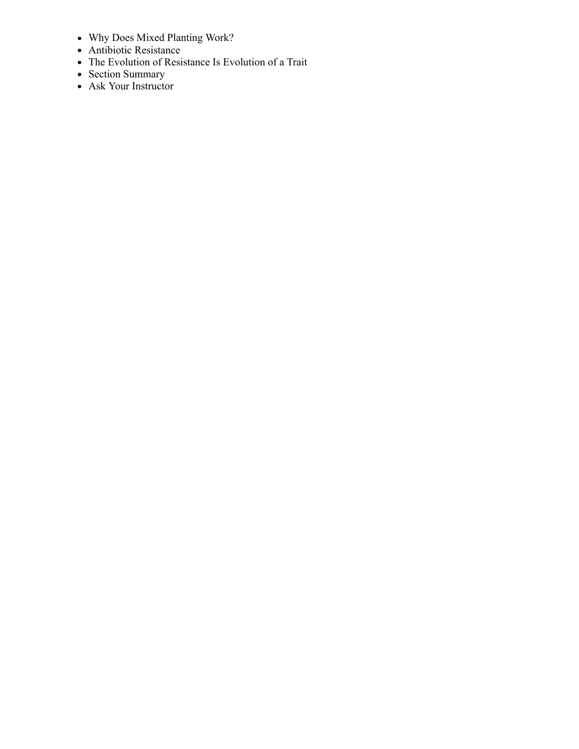- Why Does Mixed Planting Work?
- Antibiotic Resistance
- The Evolution of Resistance Is Evolution of a Trait
- Section Summary
- Ask Your Instructor